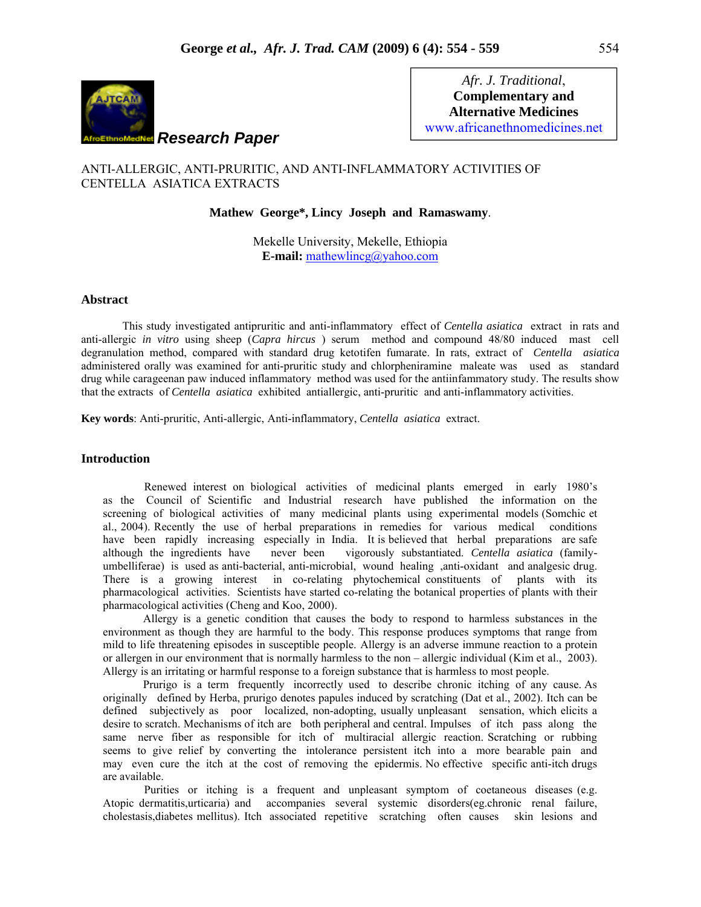**Research Paper**

**Afr. J. Traditional, Complementary and Alternative Medicines**
www.africanethnomedicines.net

# ANTI-ALLERGIC, ANTI-PRURITIC, AND ANTI-INFLAMMATORY ACTIVITIES OF CENTELLA ASIATICA EXTRACTS

**Mathew George\*, Lincy Joseph and Ramaswamy**.

Mekelle University, Mekelle, Ethiopia
**E-mail:** mathewlincg@yahoo.com

## Abstract

This study investigated antipruritic and anti-inflammatory effect of *Centella asiatica* extract in rats and anti-allergic *in vitro* using sheep (*Capra hircus* ) serum method and compound 48/80 induced mast cell degranulation method, compared with standard drug ketotifen fumarate. In rats, extract of *Centella asiatica* administered orally was examined for anti-pruritic study and chlorpheniramine maleate was used as standard drug while carageenan paw induced inflammatory method was used for the antiinfammatory study. The results show that the extracts of *Centella asiatica* exhibited antiallergic, anti-pruritic and anti-inflammatory activities.

**Key words**: Anti-pruritic, Anti-allergic, Anti-inflammatory, *Centella asiatica* extract.

## Introduction

Renewed interest on biological activities of medicinal plants emerged in early 1980's as the Council of Scientific and Industrial research have published the information on the screening of biological activities of many medicinal plants using experimental models (Somchic et al., 2004). Recently the use of herbal preparations in remedies for various medical conditions have been rapidly increasing especially in India. It is believed that herbal preparations are safe although the ingredients have never been vigorously substantiated. *Centella asiatica* (family-umbelliferae) is used as anti-bacterial, anti-microbial, wound healing ,anti-oxidant and analgesic drug. There is a growing interest in co-relating phytochemical constituents of plants with its pharmacological activities. Scientists have started co-relating the botanical properties of plants with their pharmacological activities (Cheng and Koo, 2000).

Allergy is a genetic condition that causes the body to respond to harmless substances in the environment as though they are harmful to the body. This response produces symptoms that range from mild to life threatening episodes in susceptible people. Allergy is an adverse immune reaction to a protein or allergen in our environment that is normally harmless to the non – allergic individual (Kim et al., 2003). Allergy is an irritating or harmful response to a foreign substance that is harmless to most people.

Prurigo is a term frequently incorrectly used to describe chronic itching of any cause. As originally defined by Herba, prurigo denotes papules induced by scratching (Dat et al., 2002). Itch can be defined subjectively as poor localized, non-adopting, usually unpleasant sensation, which elicits a desire to scratch. Mechanisms of itch are both peripheral and central. Impulses of itch pass along the same nerve fiber as responsible for itch of multiracial allergic reaction. Scratching or rubbing seems to give relief by converting the intolerance persistent itch into a more bearable pain and may even cure the itch at the cost of removing the epidermis. No effective specific anti-itch drugs are available.

Purities or itching is a frequent and unpleasant symptom of coetaneous diseases (e.g. Atopic dermatitis,urticaria) and accompanies several systemic disorders(eg.chronic renal failure, cholestasis,diabetes mellitus). Itch associated repetitive scratching often causes skin lesions and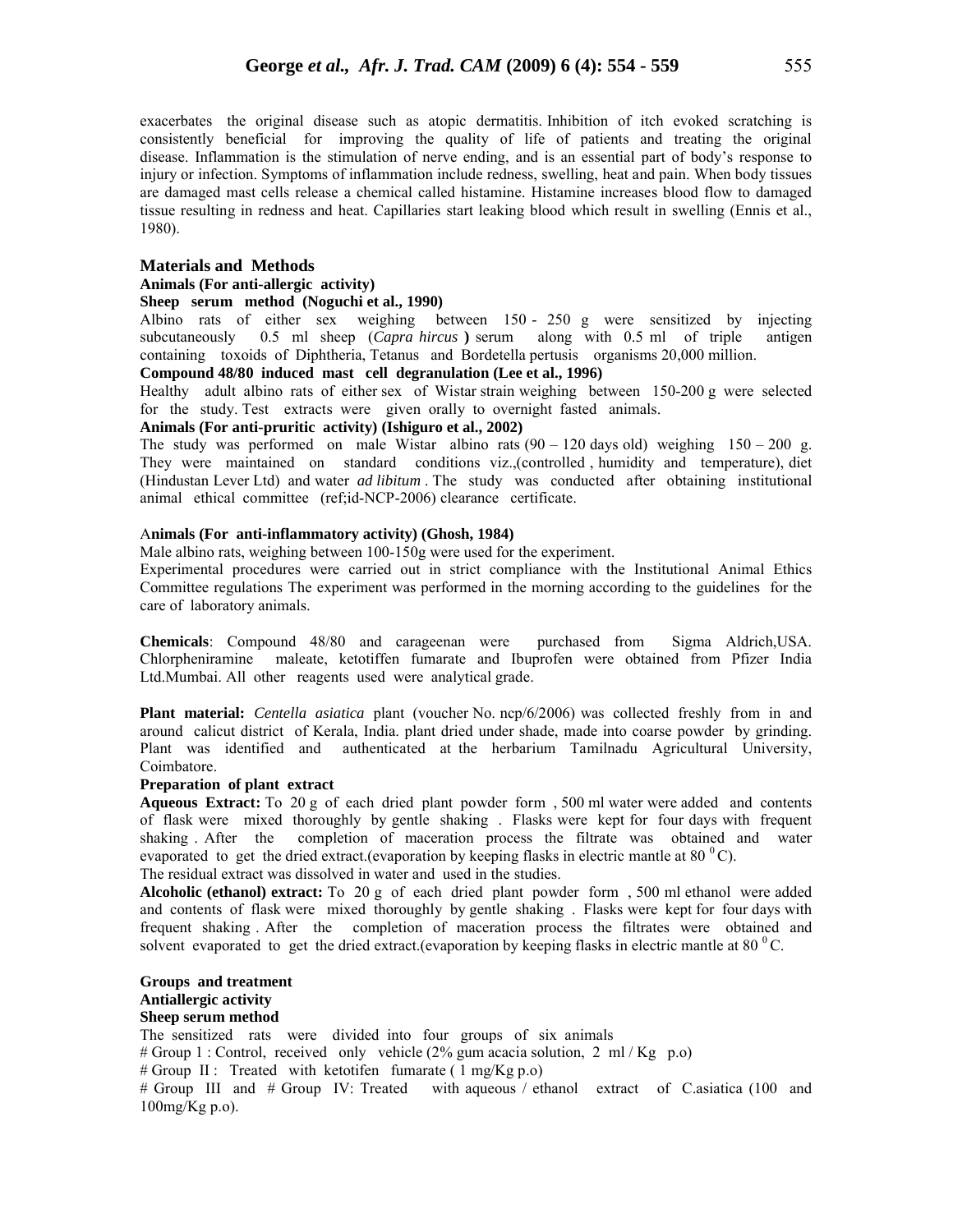exacerbates the original disease such as atopic dermatitis. Inhibition of itch evoked scratching is consistently beneficial for improving the quality of life of patients and treating the original disease. Inflammation is the stimulation of nerve ending, and is an essential part of body's response to injury or infection. Symptoms of inflammation include redness, swelling, heat and pain. When body tissues are damaged mast cells release a chemical called histamine. Histamine increases blood flow to damaged tissue resulting in redness and heat. Capillaries start leaking blood which result in swelling (Ennis et al., 1980).

## Materials and Methods

**Animals (For anti-allergic activity)**

**Sheep serum method (Noguchi et al., 1990)**

Albino rats of either sex weighing between 150 - 250 g were sensitized by injecting subcutaneously 0.5 ml sheep (*Capra hircus* **)** serum along with 0.5 ml of triple antigen containing toxoids of Diphtheria, Tetanus and Bordetella pertusis organisms 20,000 million.

**Compound 48/80 induced mast cell degranulation (Lee et al., 1996)**

Healthy adult albino rats of either sex of Wistar strain weighing between 150-200 g were selected for the study. Test extracts were given orally to overnight fasted animals.

**Animals (For anti-pruritic activity) (Ishiguro et al., 2002)**

The study was performed on male Wistar albino rats (90 – 120 days old) weighing 150 – 200 g. They were maintained on standard conditions viz.,(controlled , humidity and temperature), diet (Hindustan Lever Ltd) and water *ad libitum* . The study was conducted after obtaining institutional animal ethical committee (ref;id-NCP-2006) clearance certificate.

**Animals (For anti-inflammatory activity) (Ghosh, 1984)**

Male albino rats, weighing between 100-150g were used for the experiment.

Experimental procedures were carried out in strict compliance with the Institutional Animal Ethics Committee regulations The experiment was performed in the morning according to the guidelines for the care of laboratory animals.

**Chemicals**: Compound 48/80 and carageenan were purchased from Sigma Aldrich,USA. Chlorpheniramine maleate, ketotiffen fumarate and Ibuprofen were obtained from Pfizer India Ltd.Mumbai. All other reagents used were analytical grade.

**Plant material:** *Centella asiatica* plant (voucher No. ncp/6/2006) was collected freshly from in and around calicut district of Kerala, India. plant dried under shade, made into coarse powder by grinding. Plant was identified and authenticated at the herbarium Tamilnadu Agricultural University, Coimbatore.

**Preparation of plant extract**

**Aqueous Extract:** To 20 g of each dried plant powder form , 500 ml water were added and contents of flask were mixed thoroughly by gentle shaking . Flasks were kept for four days with frequent shaking . After the completion of maceration process the filtrate was obtained and water evaporated to get the dried extract.(evaporation by keeping flasks in electric mantle at 80 $^{0}$C).

The residual extract was dissolved in water and used in the studies.

**Alcoholic (ethanol) extract:** To 20 g of each dried plant powder form , 500 ml ethanol were added and contents of flask were mixed thoroughly by gentle shaking . Flasks were kept for four days with frequent shaking . After the completion of maceration process the filtrates were obtained and solvent evaporated to get the dried extract.(evaporation by keeping flasks in electric mantle at 80 $^{0}$C.

**Groups and treatment**

**Antiallergic activity**

**Sheep serum method**

The sensitized rats were divided into four groups of six animals

# Group 1 : Control, received only vehicle (2% gum acacia solution, 2 ml / Kg p.o)

# Group II : Treated with ketotifen fumarate ( 1 mg/Kg p.o)

# Group III and # Group IV: Treated with aqueous / ethanol extract of C.asiatica (100 and 100mg/Kg p.o).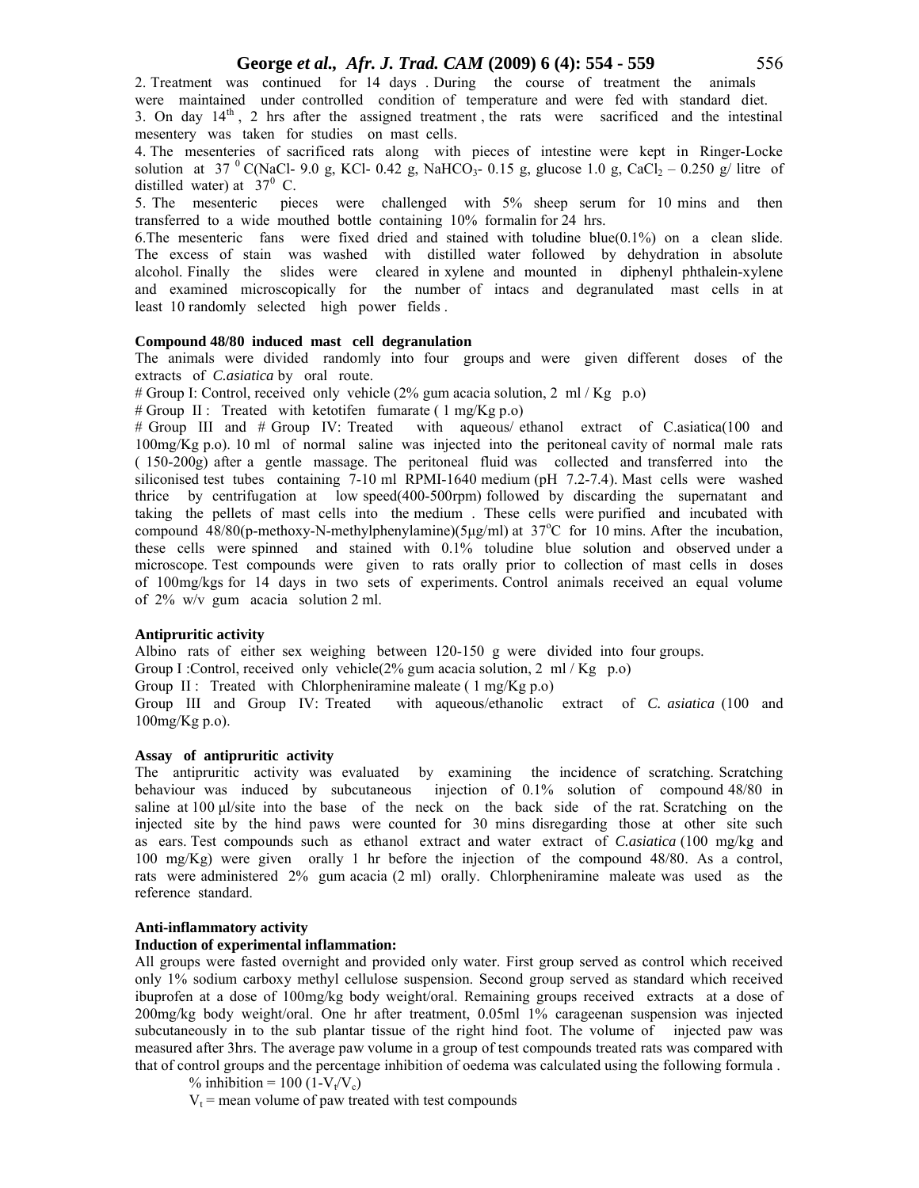2. Treatment was continued for 14 days . During the course of treatment the animals were maintained under controlled condition of temperature and were fed with standard diet.

3. On day 14[th] , 2 hrs after the assigned treatment , the rats were sacrificed and the intestinal mesentery was taken for studies on mast cells.

4. The mesenteries of sacrificed rats along with pieces of intestine were kept in Ringer-Locke solution at 37 $^0$ C(NaCl- 9.0 g, KCl- 0.42 g, $NaHCO_3$- 0.15 g, glucose 1.0 g, $CaCl_2$ – 0.250 g/ litre of distilled water) at $37^0$ C.

5. The mesenteric pieces were challenged with 5% sheep serum for 10 mins and then transferred to a wide mouthed bottle containing 10% formalin for 24 hrs.

6. The mesenteric fans were fixed dried and stained with toludine blue(0.1%) on a clean slide. The excess of stain was washed with distilled water followed by dehydration in absolute alcohol. Finally the slides were cleared in xylene and mounted in diphenyl phthalein-xylene and examined microscopically for the number of intacs and degranulated mast cells in at least 10 randomly selected high power fields .

**Compound 48/80 induced mast cell degranulation**

The animals were divided randomly into four groups and were given different doses of the extracts of *C.asiatica* by oral route.

# Group I: Control, received only vehicle (2% gum acacia solution, 2 ml / Kg p.o)

# Group II : Treated with ketotifen fumarate ( 1 mg/Kg p.o)

# Group III and # Group IV: Treated with aqueous/ ethanol extract of C.asiatica(100 and 100mg/Kg p.o). 10 ml of normal saline was injected into the peritoneal cavity of normal male rats ( 150-200g) after a gentle massage. The peritoneal fluid was collected and transferred into the siliconised test tubes containing 7-10 ml RPMI-1640 medium (pH 7.2-7.4). Mast cells were washed thrice by centrifugation at low speed(400-500rpm) followed by discarding the supernatant and taking the pellets of mast cells into the medium . These cells were purified and incubated with compound 48/80(p-methoxy-N-methylphenylamine)(5µg/ml) at 37°C for 10 mins. After the incubation, these cells were spinned and stained with 0.1% toludine blue solution and observed under a microscope. Test compounds were given to rats orally prior to collection of mast cells in doses of 100mg/kgs for 14 days in two sets of experiments. Control animals received an equal volume of 2% w/v gum acacia solution 2 ml.

**Antipruritic activity**

Albino rats of either sex weighing between 120-150 g were divided into four groups.

Group I :Control, received only vehicle(2% gum acacia solution, 2 ml / Kg p.o)

Group II : Treated with Chlorpheniramine maleate ( 1 mg/Kg p.o)

Group III and Group IV: Treated with aqueous/ethanolic extract of *C. asiatica* (100 and 100mg/Kg p.o).

**Assay of antipruritic activity**

The antipruritic activity was evaluated by examining the incidence of scratching. Scratching behaviour was induced by subcutaneous injection of 0.1% solution of compound 48/80 in saline at 100 µl/site into the base of the neck on the back side of the rat. Scratching on the injected site by the hind paws were counted for 30 mins disregarding those at other site such as ears. Test compounds such as ethanol extract and water extract of *C.asiatica* (100 mg/kg and 100 mg/Kg) were given orally 1 hr before the injection of the compound 48/80. As a control, rats were administered 2% gum acacia (2 ml) orally. Chlorpheniramine maleate was used as the reference standard.

**Anti-inflammatory activity**

**Induction of experimental inflammation:**

All groups were fasted overnight and provided only water. First group served as control which received only 1% sodium carboxy methyl cellulose suspension. Second group served as standard which received ibuprofen at a dose of 100mg/kg body weight/oral. Remaining groups received extracts at a dose of 200mg/kg body weight/oral. One hr after treatment, 0.05ml 1% carageenan suspension was injected subcutaneously in to the sub plantar tissue of the right hind foot. The volume of injected paw was measured after 3hrs. The average paw volume in a group of test compounds treated rats was compared with that of control groups and the percentage inhibition of oedema was calculated using the following formula .

% inhibition = $100\ (1\text{-}V_t/V_c)$

$V_t$ = mean volume of paw treated with test compounds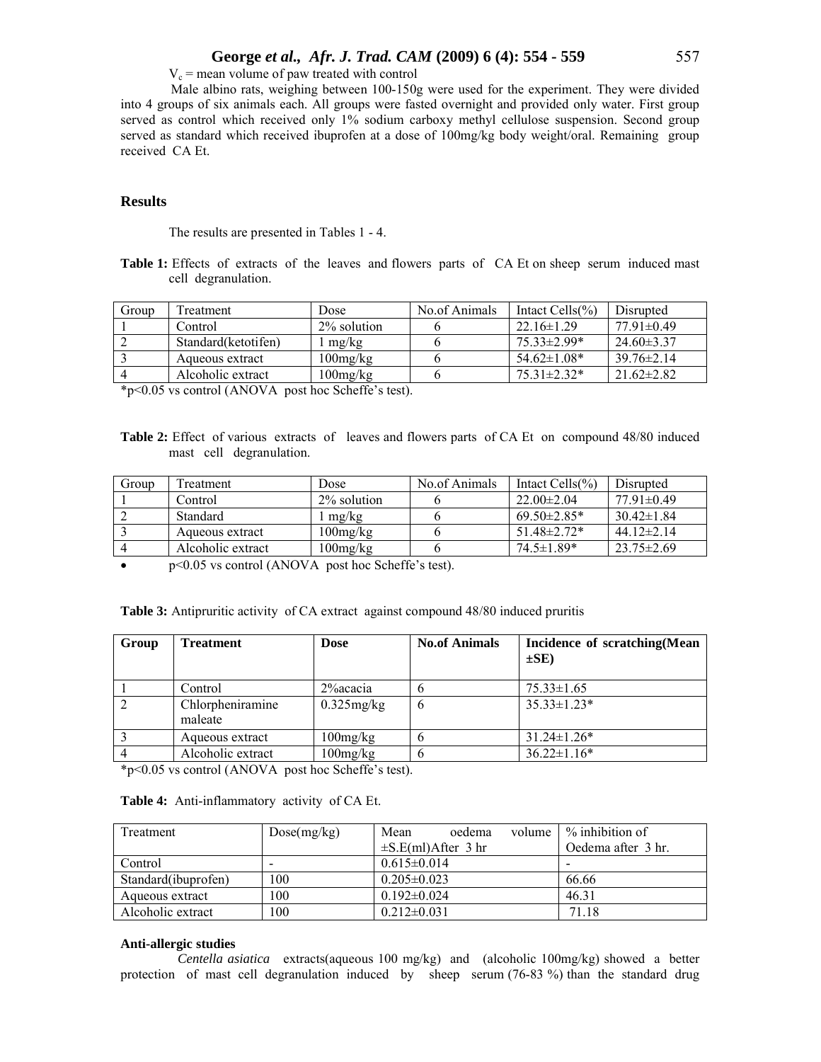$V_c$ = mean volume of paw treated with control

Male albino rats, weighing between 100-150g were used for the experiment. They were divided into 4 groups of six animals each. All groups were fasted overnight and provided only water. First group served as control which received only 1% sodium carboxy methyl cellulose suspension. Second group served as standard which received ibuprofen at a dose of 100mg/kg body weight/oral. Remaining group received CA Et.

## Results

The results are presented in Tables 1 - 4.

**Table 1:** Effects of extracts of the leaves and flowers parts of CA Et on sheep serum induced mast cell degranulation.

| Group | Treatment | Dose | No.of Animals | Intact Cells(%) | Disrupted |
|---|---|---|---|---|---|
| 1 | Control | 2% solution | 6 | 22.16±1.29 | 77.91±0.49 |
| 2 | Standard(ketotifen) | 1 mg/kg | 6 | 75.33±2.99* | 24.60±3.37 |
| 3 | Aqueous extract | 100mg/kg | 6 | 54.62±1.08* | 39.76±2.14 |
| 4 | Alcoholic extract | 100mg/kg | 6 | 75.31±2.32* | 21.62±2.82 |

*p<0.05 vs control (ANOVA post hoc Scheffe's test).

**Table 2:** Effect of various extracts of leaves and flowers parts of CA Et on compound 48/80 induced mast cell degranulation.

| Group | Treatment | Dose | No.of Animals | Intact Cells(%) | Disrupted |
|---|---|---|---|---|---|
| 1 | Control | 2% solution | 6 | 22.00±2.04 | 77.91±0.49 |
| 2 | Standard | 1 mg/kg | 6 | 69.50±2.85* | 30.42±1.84 |
| 3 | Aqueous extract | 100mg/kg | 6 | 51.48±2.72* | 44.12±2.14 |
| 4 | Alcoholic extract | 100mg/kg | 6 | 74.5±1.89* | 23.75±2.69 |

- p<0.05 vs control (ANOVA post hoc Scheffe's test).

**Table 3:** Antipruritic activity of CA extract against compound 48/80 induced pruritis

| **Group** | **Treatment** | **Dose** | **No.of Animals** | **Incidence of scratching(Mean ±SE)** |
|---|---|---|---|---|
| 1 | Control | 2%acacia | 6 | 75.33±1.65 |
| 2 | Chlorpheniramine maleate | 0.325mg/kg | 6 | 35.33±1.23* |
| 3 | Aqueous extract | 100mg/kg | 6 | 31.24±1.26* |
| 4 | Alcoholic extract | 100mg/kg | 6 | 36.22±1.16* |

*p<0.05 vs control (ANOVA post hoc Scheffe's test).

**Table 4:** Anti-inflammatory activity of CA Et.

| Treatment | Dose(mg/kg) | Mean oedema volume ±S.E(ml)After 3 hr | % inhibition of Oedema after 3 hr. |
|---|---|---|---|
| Control | - | 0.615±0.014 | - |
| Standard(ibuprofen) | 100 | 0.205±0.023 | 66.66 |
| Aqueous extract | 100 | 0.192±0.024 | 46.31 |
| Alcoholic extract | 100 | 0.212±0.031 | 71.18 |

### Anti-allergic studies

*Centella asiatica* extracts(aqueous 100 mg/kg) and (alcoholic 100mg/kg) showed a better protection of mast cell degranulation induced by sheep serum (76-83 %) than the standard drug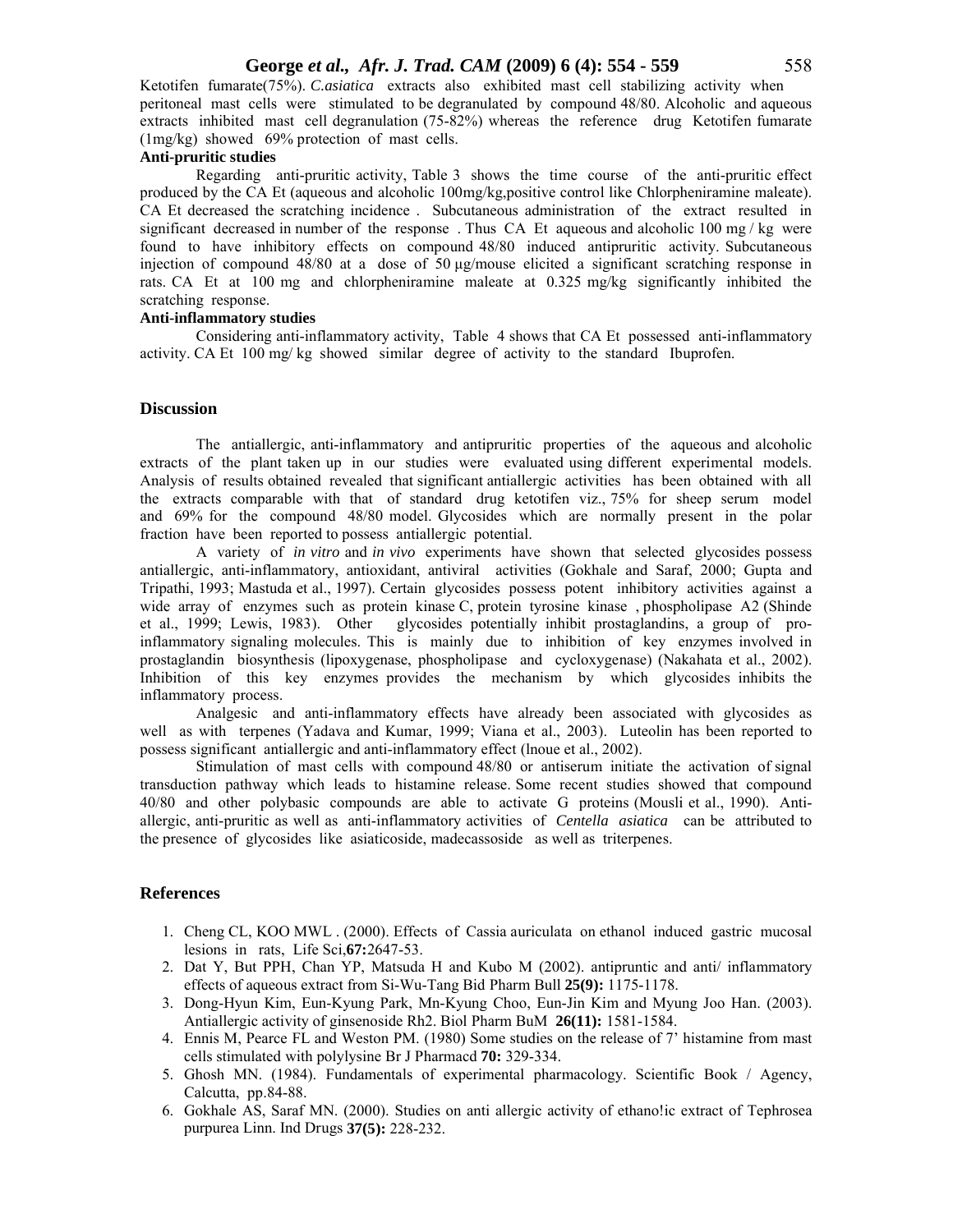Ketotifen fumarate(75%). *C.asiatica* extracts also exhibited mast cell stabilizing activity when peritoneal mast cells were stimulated to be degranulated by compound 48/80. Alcoholic and aqueous extracts inhibited mast cell degranulation (75-82%) whereas the reference drug Ketotifen fumarate (1mg/kg) showed 69% protection of mast cells.

**Anti-pruritic studies**

Regarding anti-pruritic activity, Table 3 shows the time course of the anti-pruritic effect produced by the CA Et (aqueous and alcoholic 100mg/kg,positive control like Chlorpheniramine maleate). CA Et decreased the scratching incidence . Subcutaneous administration of the extract resulted in significant decreased in number of the response . Thus CA Et aqueous and alcoholic 100 mg / kg were found to have inhibitory effects on compound 48/80 induced antipruritic activity. Subcutaneous injection of compound 48/80 at a dose of 50 μg/mouse elicited a significant scratching response in rats. CA Et at 100 mg and chlorpheniramine maleate at 0.325 mg/kg significantly inhibited the scratching response.

**Anti-inflammatory studies**

Considering anti-inflammatory activity, Table 4 shows that CA Et possessed anti-inflammatory activity. CA Et 100 mg/ kg showed similar degree of activity to the standard Ibuprofen.

## Discussion

The antiallergic, anti-inflammatory and antipruritic properties of the aqueous and alcoholic extracts of the plant taken up in our studies were evaluated using different experimental models. Analysis of results obtained revealed that significant antiallergic activities has been obtained with all the extracts comparable with that of standard drug ketotifen viz., 75% for sheep serum model and 69% for the compound 48/80 model. Glycosides which are normally present in the polar fraction have been reported to possess antiallergic potential.

A variety of *in vitro* and *in vivo* experiments have shown that selected glycosides possess antiallergic, anti-inflammatory, antioxidant, antiviral activities (Gokhale and Saraf, 2000; Gupta and Tripathi, 1993; Mastuda et al., 1997). Certain glycosides possess potent inhibitory activities against a wide array of enzymes such as protein kinase C, protein tyrosine kinase , phospholipase A2 (Shinde et al., 1999; Lewis, 1983). Other glycosides potentially inhibit prostaglandins, a group of pro-inflammatory signaling molecules. This is mainly due to inhibition of key enzymes involved in prostaglandin biosynthesis (lipoxygenase, phospholipase and cycloxygenase) (Nakahata et al., 2002). Inhibition of this key enzymes provides the mechanism by which glycosides inhibits the inflammatory process.

Analgesic and anti-inflammatory effects have already been associated with glycosides as well as with terpenes (Yadava and Kumar, 1999; Viana et al., 2003). Luteolin has been reported to possess significant antiallergic and anti-inflammatory effect (lnoue et al., 2002).

Stimulation of mast cells with compound 48/80 or antiserum initiate the activation of signal transduction pathway which leads to histamine release. Some recent studies showed that compound 40/80 and other polybasic compounds are able to activate G proteins (Mousli et al., 1990). Anti-allergic, anti-pruritic as well as anti-inflammatory activities of *Centella asiatica* can be attributed to the presence of glycosides like asiaticoside, madecassoside as well as triterpenes.

## References

1. Cheng CL, KOO MWL . (2000). Effects of Cassia auriculata on ethanol induced gastric mucosal lesions in rats, Life Sci,**67:**2647-53.
2. Dat Y, But PPH, Chan YP, Matsuda H and Kubo M (2002). antipruntic and anti/ inflammatory effects of aqueous extract from Si-Wu-Tang Bid Pharm Bull **25(9):** 1175-1178.
3. Dong-Hyun Kim, Eun-Kyung Park, Mn-Kyung Choo, Eun-Jin Kim and Myung Joo Han. (2003). Antiallergic activity of ginsenoside Rh2. Biol Pharm BuM **26(11):** 1581-1584.
4. Ennis M, Pearce FL and Weston PM. (1980) Some studies on the release of 7' histamine from mast cells stimulated with polylysine Br J Pharmacd **70:** 329-334.
5. Ghosh MN. (1984). Fundamentals of experimental pharmacology. Scientific Book / Agency, Calcutta, pp.84-88.
6. Gokhale AS, Saraf MN. (2000). Studies on anti allergic activity of ethano!ic extract of Tephrosea purpurea Linn. Ind Drugs **37(5):** 228-232.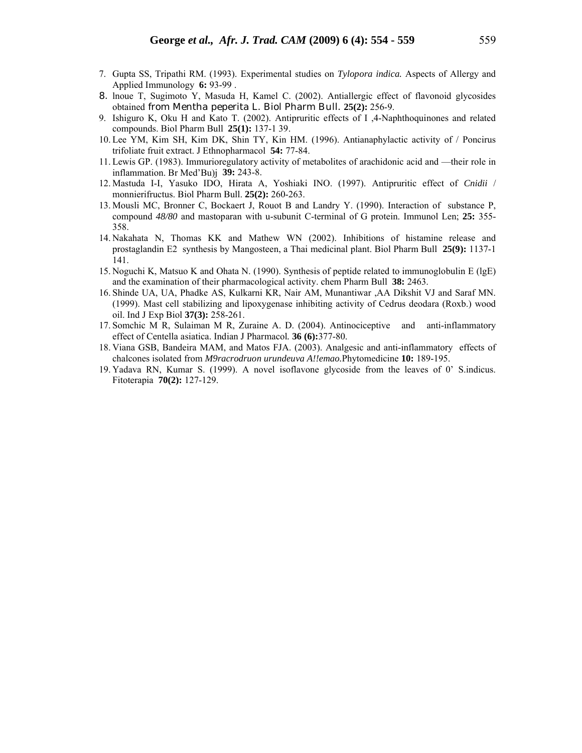7. Gupta SS, Tripathi RM. (1993). Experimental studies on *Tylopora indica.* Aspects of Allergy and Applied Immunology **6:** 93-99 .
8. lnoue T, Sugimoto Y, Masuda H, Kamel C. (2002). Antiallergic effect of flavonoid glycosides obtained from Mentha peperita L. Biol Pharm Bull. **25(2):** 256-9.
9. Ishiguro K, Oku H and Kato T. (2002). Antipruritic effects of I ,4-Naphthoquinones and related compounds. Biol Pharm Bull **25(1):** 137-1 39.
10. Lee YM, Kim SH, Kim DK, Shin TY, Kin HM. (1996). Antianaphylactic activity of / Poncirus trifoliate fruit extract. J Ethnopharmacol **54:** 77-84.
11. Lewis GP. (1983). Immurioregulatory activity of metabolites of arachidonic acid and —their role in inflammation. Br Med'Bu)j **39:** 243-8.
12. Mastuda I-I, Yasuko IDO, Hirata A, Yoshiaki INO. (1997). Antipruritic effect of *Cnidii* / monnierifructus. Biol Pharm Bull. **25(2):** 260-263.
13. Mousli MC, Bronner C, Bockaert J, Rouot B and Landry Y. (1990). Interaction of substance P, compound *48/80* and mastoparan with u-subunit C-terminal of G protein. Immunol Len; **25:** 355-358.
14. Nakahata N, Thomas KK and Mathew WN (2002). Inhibitions of histamine release and prostaglandin E2 synthesis by Mangosteen, a Thai medicinal plant. Biol Pharm Bull **25(9):** 1137-1 141.
15. Noguchi K, Matsuo K and Ohata N. (1990). Synthesis of peptide related to immunoglobulin E (lgE) and the examination of their pharmacological activity. chem Pharm Bull **38:** 2463.
16. Shinde UA, UA, Phadke AS, Kulkarni KR, Nair AM, Munantiwar ,AA Dikshit VJ and Saraf MN. (1999). Mast cell stabilizing and lipoxygenase inhibiting activity of Cedrus deodara (Roxb.) wood oil. Ind J Exp Biol **37(3):** 258-261.
17. Somchic M R, Sulaiman M R, Zuraine A. D. (2004). Antinociceptive and anti-inflammatory effect of Centella asiatica. Indian J Pharmacol. **36 (6):**377-80.
18. Viana GSB, Bandeira MAM, and Matos FJA. (2003). Analgesic and anti-inflammatory effects of chalcones isolated from *M9racrodruon urundeuva A!!emao.*Phytomedicine **10:** 189-195.
19. Yadava RN, Kumar S. (1999). A novel isoflavone glycoside from the leaves of 0' S.indicus. Fitoterapia **70(2):** 127-129.